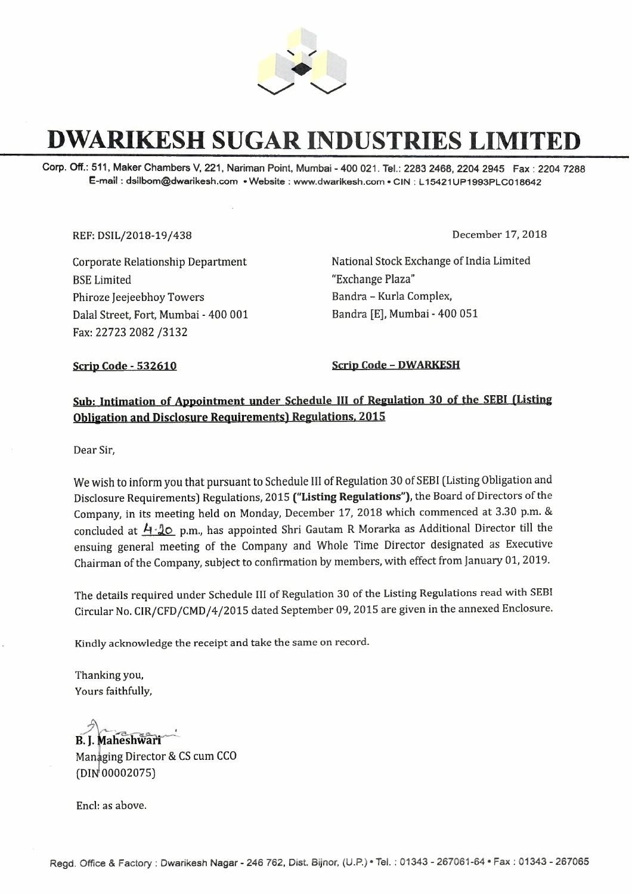# DWARIKESH SUGAR INDUSTRIES LIMITED

Corp. Off.: 511, Maker Chambers V, 221, Nariman Point, Mumbai - 400 021. Tel.: 2283 2468, 2204 2945 Fax : 2204 7288
E-mail : dsilbom@dwarikesh.com • Website : www.dwarikesh.com • CIN : L15421UP1993PLC018642

REF: DSIL/2018-19/438

December 17, 2018

Corporate Relationship Department
BSE Limited
Phiroze Jeejeebhoy Towers
Dalal Street, Fort, Mumbai - 400 001
Fax: 22723 2082 /3132

National Stock Exchange of India Limited
"Exchange Plaza"
Bandra – Kurla Complex,
Bandra [E], Mumbai - 400 051

**Scrip Code - 532610**

**Scrip Code – DWARKESH**

**Sub: Intimation of Appointment under Schedule III of Regulation 30 of the SEBI (Listing Obligation and Disclosure Requirements) Regulations, 2015**

Dear Sir,

We wish to inform you that pursuant to Schedule III of Regulation 30 of SEBI (Listing Obligation and Disclosure Requirements) Regulations, 2015 **("Listing Regulations")**, the Board of Directors of the Company, in its meeting held on Monday, December 17, 2018 which commenced at 3.30 p.m. & concluded at 4.20 p.m., has appointed Shri Gautam R Morarka as Additional Director till the ensuing general meeting of the Company and Whole Time Director designated as Executive Chairman of the Company, subject to confirmation by members, with effect from January 01, 2019.

The details required under Schedule III of Regulation 30 of the Listing Regulations read with SEBI Circular No. CIR/CFD/CMD/4/2015 dated September 09, 2015 are given in the annexed Enclosure.

Kindly acknowledge the receipt and take the same on record.

Thanking you,
Yours faithfully,

B. J. Maheshwari
Managing Director & CS cum CCO
(DIN 00002075)

Encl: as above.

Regd. Office & Factory : Dwarikesh Nagar - 246 762, Dist. Bijnor, (U.P.) • Tel. : 01343 - 267061-64 • Fax : 01343 - 267065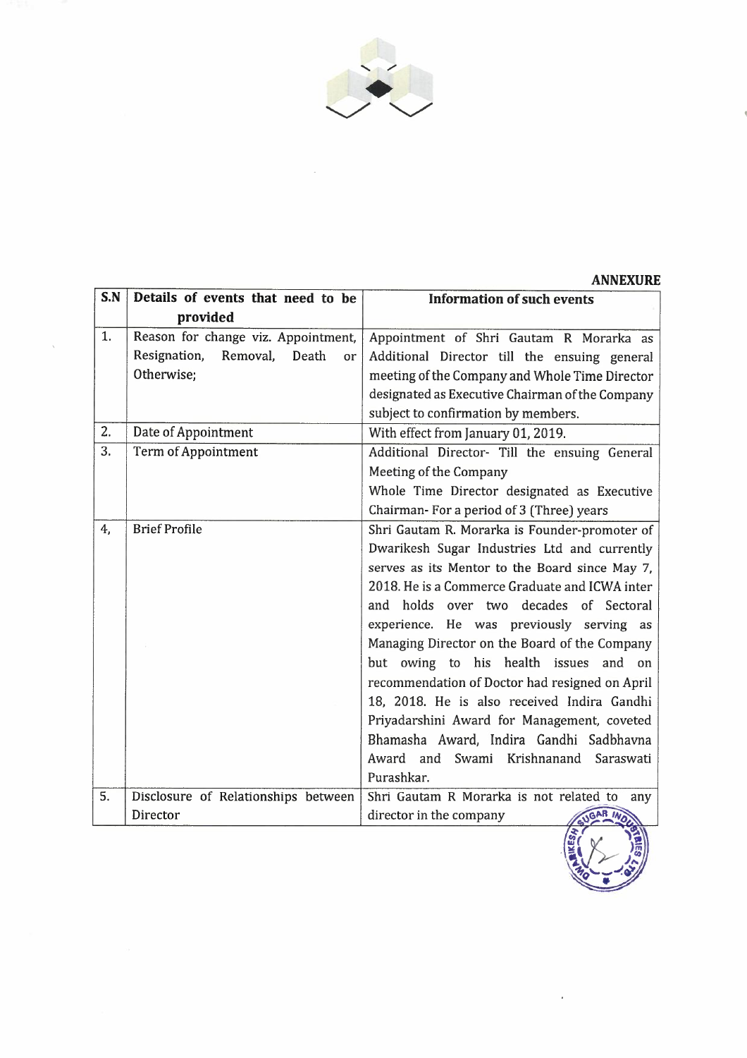**ANNEXURE**

| S.N | Details of events that need to be provided | Information of such events |
|---|---|---|
| 1. | Reason for change viz. Appointment, Resignation, Removal, Death or Otherwise; | Appointment of Shri Gautam R Morarka as Additional Director till the ensuing general meeting of the Company and Whole Time Director designated as Executive Chairman of the Company subject to confirmation by members. |
| 2. | Date of Appointment | With effect from January 01, 2019. |
| 3. | Term of Appointment | Additional Director- Till the ensuing General Meeting of the Company<br>Whole Time Director designated as Executive Chairman- For a period of 3 (Three) years |
| 4, | Brief Profile | Shri Gautam R. Morarka is Founder-promoter of Dwarikesh Sugar Industries Ltd and currently serves as its Mentor to the Board since May 7, 2018. He is a Commerce Graduate and ICWA inter and holds over two decades of Sectoral experience. He was previously serving as Managing Director on the Board of the Company but owing to his health issues and on recommendation of Doctor had resigned on April 18, 2018. He is also received Indira Gandhi Priyadarshini Award for Management, coveted Bhamasha Award, Indira Gandhi Sadbhavna Award and Swami Krishnanand Saraswati Purashkar. |
| 5. | Disclosure of Relationships between Director | Shri Gautam R Morarka is not related to any director in the company |